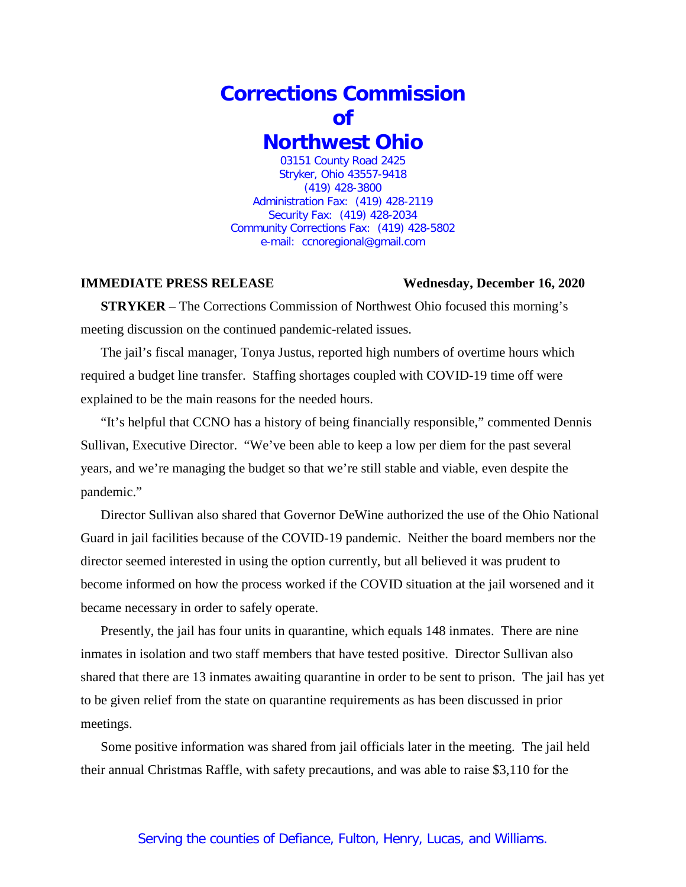# Corrections Commission of Northwest Ohio

03151 County Road 2425
Stryker, Ohio 43557-9418
(419) 428-3800
Administration Fax: (419) 428-2119
Security Fax: (419) 428-2034
Community Corrections Fax: (419) 428-5802
e-mail: ccnoregional@gmail.com

**IMMEDIATE PRESS RELEASE** **Wednesday, December 16, 2020**

**STRYKER** – The Corrections Commission of Northwest Ohio focused this morning's meeting discussion on the continued pandemic-related issues.

The jail's fiscal manager, Tonya Justus, reported high numbers of overtime hours which required a budget line transfer. Staffing shortages coupled with COVID-19 time off were explained to be the main reasons for the needed hours.

"It's helpful that CCNO has a history of being financially responsible," commented Dennis Sullivan, Executive Director. "We've been able to keep a low per diem for the past several years, and we're managing the budget so that we're still stable and viable, even despite the pandemic."

Director Sullivan also shared that Governor DeWine authorized the use of the Ohio National Guard in jail facilities because of the COVID-19 pandemic. Neither the board members nor the director seemed interested in using the option currently, but all believed it was prudent to become informed on how the process worked if the COVID situation at the jail worsened and it became necessary in order to safely operate.

Presently, the jail has four units in quarantine, which equals 148 inmates. There are nine inmates in isolation and two staff members that have tested positive. Director Sullivan also shared that there are 13 inmates awaiting quarantine in order to be sent to prison. The jail has yet to be given relief from the state on quarantine requirements as has been discussed in prior meetings.

Some positive information was shared from jail officials later in the meeting. The jail held their annual Christmas Raffle, with safety precautions, and was able to raise $3,110 for the

Serving the counties of Defiance, Fulton, Henry, Lucas, and Williams.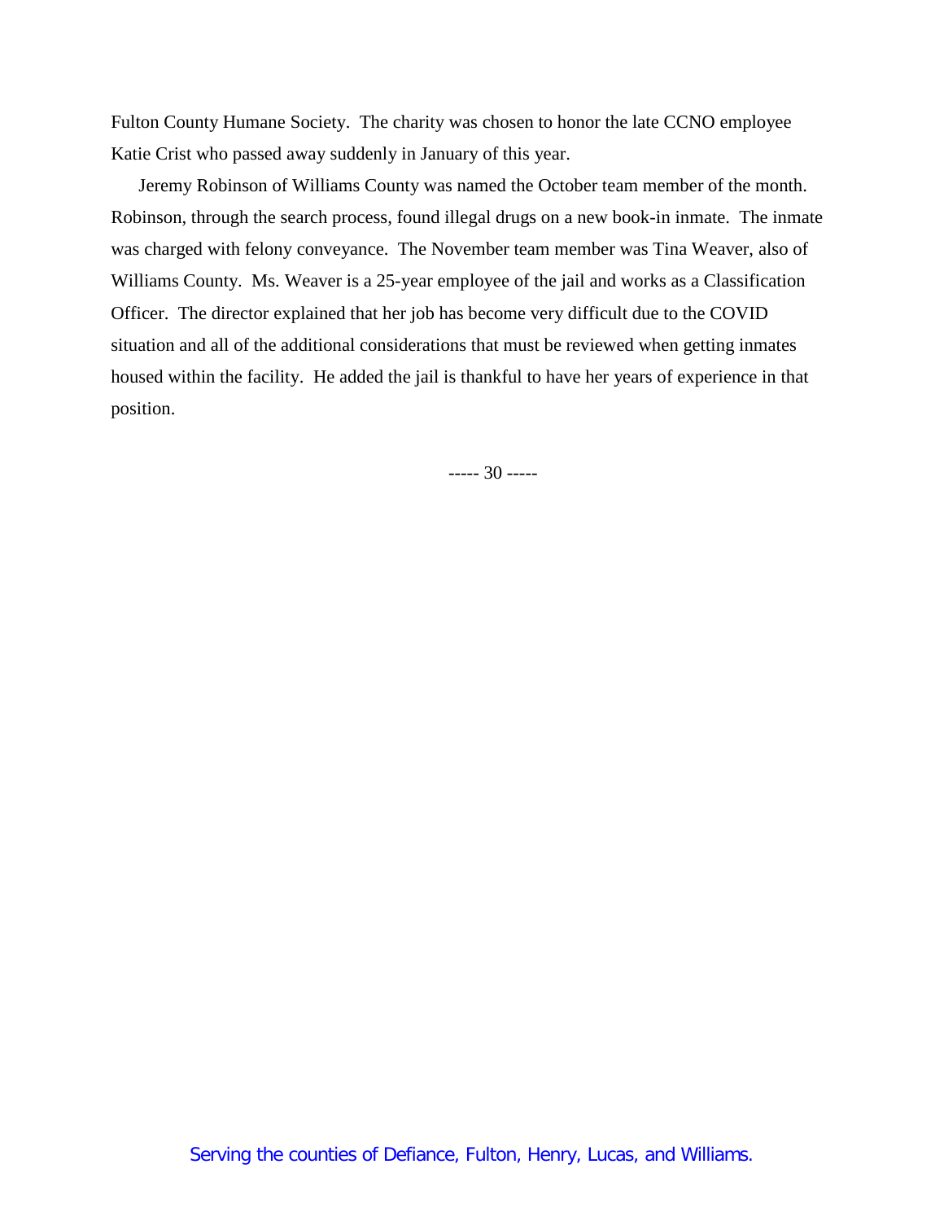Fulton County Humane Society. The charity was chosen to honor the late CCNO employee Katie Crist who passed away suddenly in January of this year.

Jeremy Robinson of Williams County was named the October team member of the month. Robinson, through the search process, found illegal drugs on a new book-in inmate. The inmate was charged with felony conveyance. The November team member was Tina Weaver, also of Williams County. Ms. Weaver is a 25-year employee of the jail and works as a Classification Officer. The director explained that her job has become very difficult due to the COVID situation and all of the additional considerations that must be reviewed when getting inmates housed within the facility. He added the jail is thankful to have her years of experience in that position.

----- 30 -----